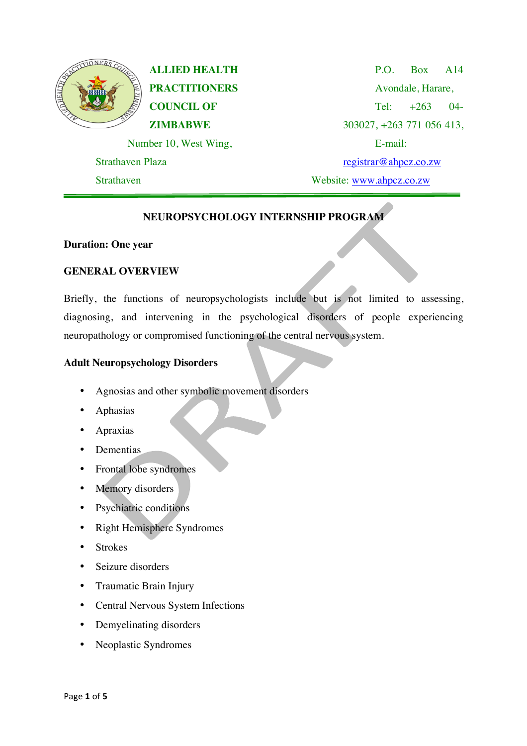**ALLIED HEALTH PRACTITIONERS COUNCIL OF ZIMBABWE**

Number 10, West Wing,
Strathaven Plaza
Strathaven

P.O. Box A14
Avondale, Harare,
Tel: +263 04-303027, +263 771 056 413,
E-mail: registrar@ahpcz.co.zw
Website: www.ahpcz.co.zw

DRAFT

# NEUROPSYCHOLOGY INTERNSHIP PROGRAM

**Duration: One year**

## GENERAL OVERVIEW

Briefly, the functions of neuropsychologists include but is not limited to assessing, diagnosing, and intervening in the psychological disorders of people experiencing neuropathology or compromised functioning of the central nervous system.

## Adult Neuropsychology Disorders

- Agnosias and other symbolic movement disorders
- Aphasias
- Apraxias
- Dementias
- Frontal lobe syndromes
- Memory disorders
- Psychiatric conditions
- Right Hemisphere Syndromes
- Strokes
- Seizure disorders
- Traumatic Brain Injury
- Central Nervous System Infections
- Demyelinating disorders
- Neoplastic Syndromes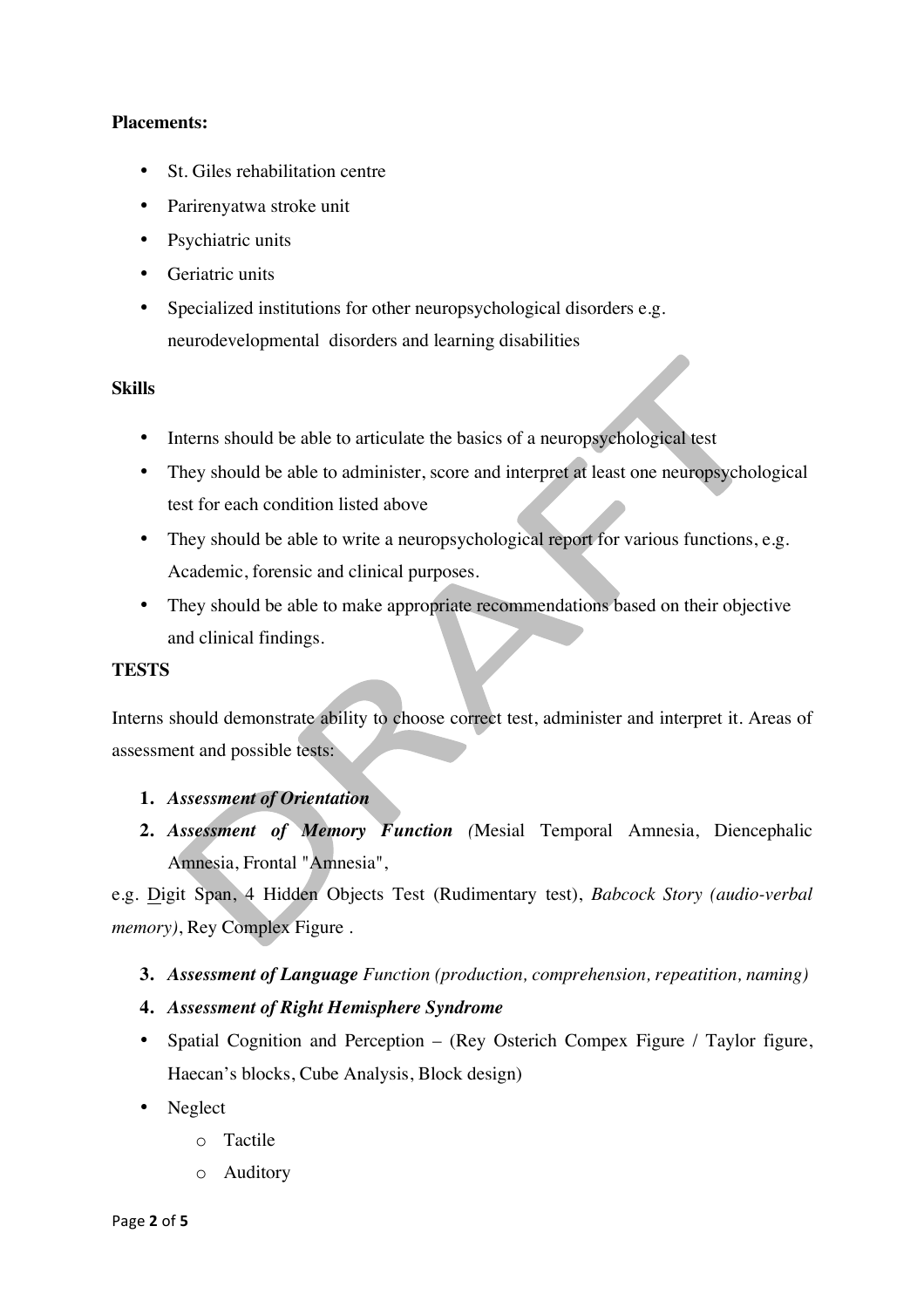**Placements:**

- St. Giles rehabilitation centre
- Parirenyatwa stroke unit
- Psychiatric units
- Geriatric units
- Specialized institutions for other neuropsychological disorders e.g. neurodevelopmental disorders and learning disabilities

**Skills**

- Interns should be able to articulate the basics of a neuropsychological test
- They should be able to administer, score and interpret at least one neuropsychological test for each condition listed above
- They should be able to write a neuropsychological report for various functions, e.g. Academic, forensic and clinical purposes.
- They should be able to make appropriate recommendations based on their objective and clinical findings.

**TESTS**

Interns should demonstrate ability to choose correct test, administer and interpret it. Areas of assessment and possible tests:

1. ***Assessment of Orientation***
2. ***Assessment of Memory Function*** *(*Mesial Temporal Amnesia, Diencephalic Amnesia, Frontal "Amnesia",

e.g. Digit Span, 4 Hidden Objects Test (Rudimentary test), *Babcock Story (audio-verbal memory)*, Rey Complex Figure .

3. ***Assessment of Language*** *Function (production, comprehension, repeatition, naming)*
4. ***Assessment of Right Hemisphere Syndrome***

- Spatial Cognition and Perception – (Rey Osterich Compex Figure / Taylor figure, Haecan's blocks, Cube Analysis, Block design)
- Neglect
    - Tactile
    - Auditory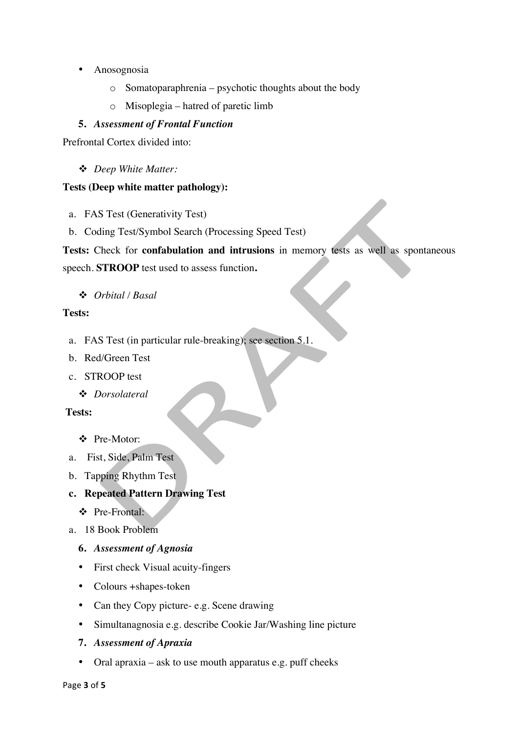- Anosognosia
    - Somatoparaphrenia – psychotic thoughts about the body
    - Misoplegia – hatred of paretic limb

**5. *Assessment of Frontal Function***

Prefrontal Cortex divided into:

- *Deep White Matter:*

**Tests (Deep white matter pathology):**

a. FAS Test (Generativity Test)
b. Coding Test/Symbol Search (Processing Speed Test)

**Tests:** Check for **confabulation and intrusions** in memory tests as well as spontaneous speech. **STROOP** test used to assess function**.**

- *Orbital / Basal*

**Tests:**

a. FAS Test (in particular rule-breaking); see section 5.1.
b. Red/Green Test
c. STROOP test

- *Dorsolateral*

**Tests:**

- Pre-Motor:

a. Fist, Side, Palm Test
b. Tapping Rhythm Test
c. **Repeated Pattern Drawing Test**

- Pre-Frontal:

a. 18 Book Problem

**6. *Assessment of Agnosia***

- First check Visual acuity-fingers
- Colours +shapes-token
- Can they Copy picture- e.g. Scene drawing
- Simultanagnosia e.g. describe Cookie Jar/Washing line picture

**7. *Assessment of Apraxia***

- Oral apraxia – ask to use mouth apparatus e.g. puff cheeks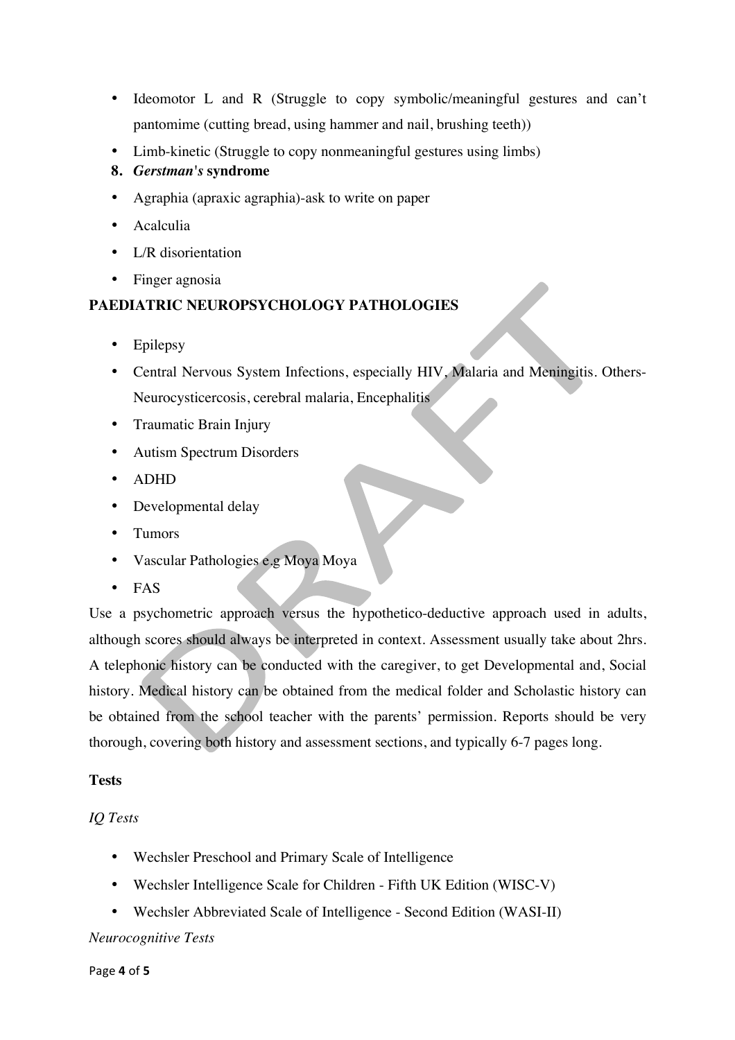- Ideomotor L and R (Struggle to copy symbolic/meaningful gestures and can't pantomime (cutting bread, using hammer and nail, brushing teeth))
- Limb-kinetic (Struggle to copy nonmeaningful gestures using limbs)

**8. *Gerstman's* syndrome**

- Agraphia (apraxic agraphia)-ask to write on paper
- Acalculia
- L/R disorientation
- Finger agnosia

**PAEDIATRIC NEUROPSYCHOLOGY PATHOLOGIES**

- Epilepsy
- Central Nervous System Infections, especially HIV, Malaria and Meningitis. Others-Neurocysticercosis, cerebral malaria, Encephalitis
- Traumatic Brain Injury
- Autism Spectrum Disorders
- ADHD
- Developmental delay
- Tumors
- Vascular Pathologies e.g Moya Moya
- FAS

Use a psychometric approach versus the hypothetico-deductive approach used in adults, although scores should always be interpreted in context. Assessment usually take about 2hrs. A telephonic history can be conducted with the caregiver, to get Developmental and, Social history. Medical history can be obtained from the medical folder and Scholastic history can be obtained from the school teacher with the parents' permission. Reports should be very thorough, covering both history and assessment sections, and typically 6-7 pages long.

**Tests**

*IQ Tests*

- Wechsler Preschool and Primary Scale of Intelligence
- Wechsler Intelligence Scale for Children - Fifth UK Edition (WISC-V)
- Wechsler Abbreviated Scale of Intelligence - Second Edition (WASI-II)

*Neurocognitive Tests*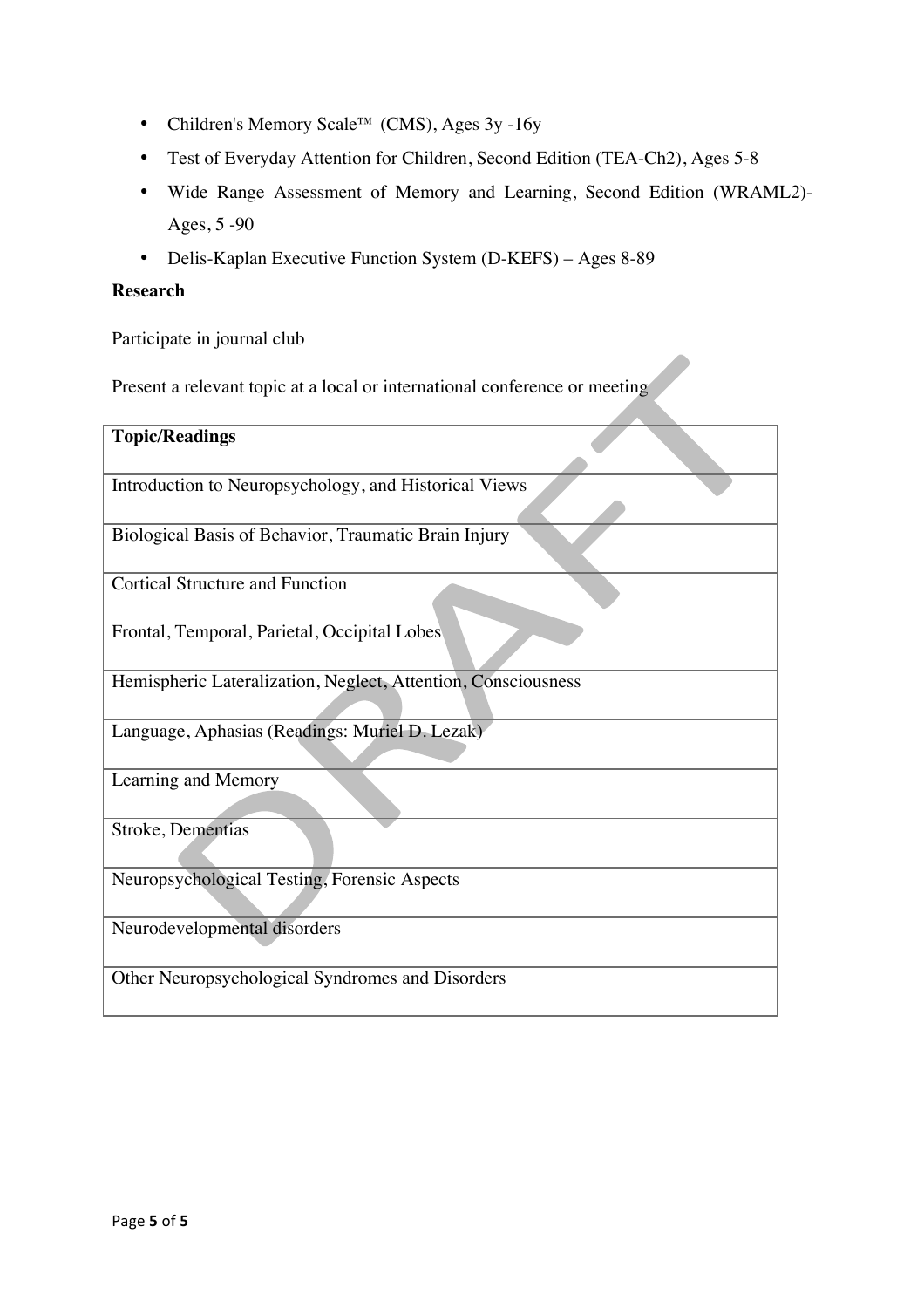- Children's Memory Scale™ (CMS), Ages 3y -16y
- Test of Everyday Attention for Children, Second Edition (TEA-Ch2), Ages 5-8
- Wide Range Assessment of Memory and Learning, Second Edition (WRAML2)- Ages, 5 -90
- Delis-Kaplan Executive Function System (D-KEFS) – Ages 8-89

**Research**

Participate in journal club

Present a relevant topic at a local or international conference or meeting

| **Topic/Readings** |
|---|
| Introduction to Neuropsychology, and Historical Views |
| Biological Basis of Behavior, Traumatic Brain Injury |
| Cortical Structure and Function<br><br>Frontal, Temporal, Parietal, Occipital Lobes |
| Hemispheric Lateralization, Neglect, Attention, Consciousness |
| Language, Aphasias (Readings: Muriel D. Lezak) |
| Learning and Memory |
| Stroke, Dementias |
| Neuropsychological Testing, Forensic Aspects |
| Neurodevelopmental disorders |
| Other Neuropsychological Syndromes and Disorders |